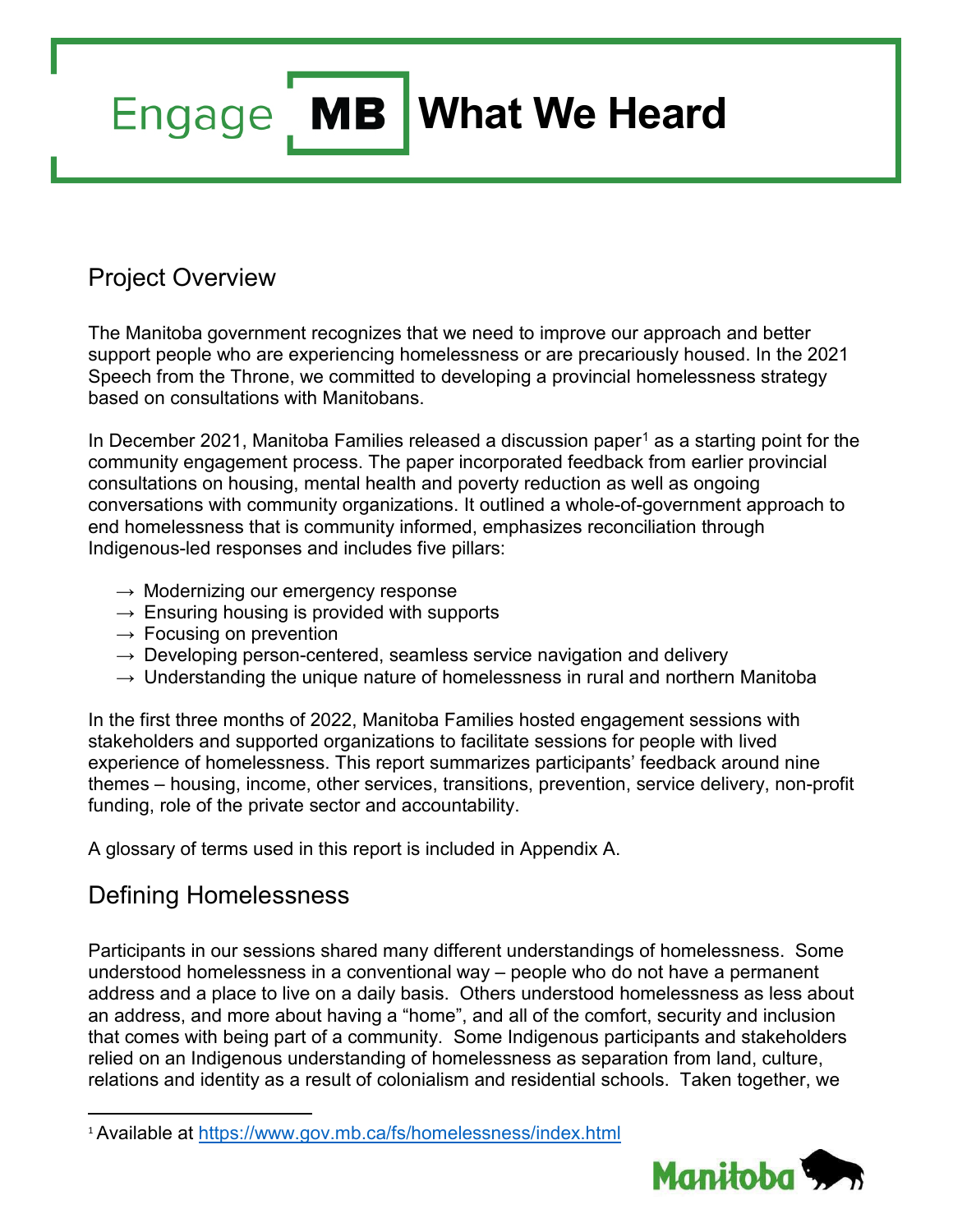# Engage MB What We Heard

## Project Overview

The Manitoba government recognizes that we need to improve our approach and better support people who are experiencing homelessness or are precariously housed. In the 2021 Speech from the Throne, we committed to developing a provincial homelessness strategy based on consultations with Manitobans.

In December 2021, Manitoba Families released a discussion paper[1] as a starting point for the community engagement process. The paper incorporated feedback from earlier provincial consultations on housing, mental health and poverty reduction as well as ongoing conversations with community organizations. It outlined a whole-of-government approach to end homelessness that is community informed, emphasizes reconciliation through Indigenous-led responses and includes five pillars:

→ Modernizing our emergency response
→ Ensuring housing is provided with supports
→ Focusing on prevention
→ Developing person-centered, seamless service navigation and delivery
→ Understanding the unique nature of homelessness in rural and northern Manitoba

In the first three months of 2022, Manitoba Families hosted engagement sessions with stakeholders and supported organizations to facilitate sessions for people with lived experience of homelessness. This report summarizes participants' feedback around nine themes – housing, income, other services, transitions, prevention, service delivery, non-profit funding, role of the private sector and accountability.

A glossary of terms used in this report is included in Appendix A.

## Defining Homelessness

Participants in our sessions shared many different understandings of homelessness. Some understood homelessness in a conventional way – people who do not have a permanent address and a place to live on a daily basis. Others understood homelessness as less about an address, and more about having a "home", and all of the comfort, security and inclusion that comes with being part of a community. Some Indigenous participants and stakeholders relied on an Indigenous understanding of homelessness as separation from land, culture, relations and identity as a result of colonialism and residential schools. Taken together, we

[1] Available at https://www.gov.mb.ca/fs/homelessness/index.html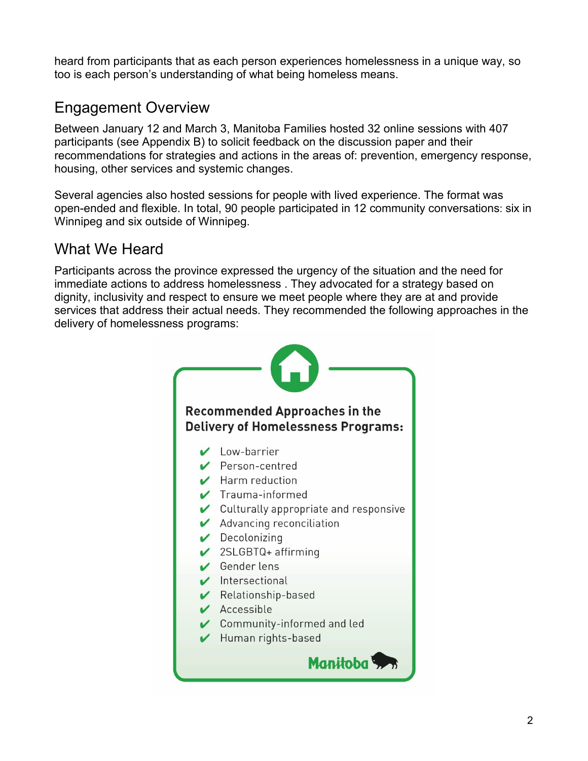heard from participants that as each person experiences homelessness in a unique way, so too is each person's understanding of what being homeless means.

## Engagement Overview

Between January 12 and March 3, Manitoba Families hosted 32 online sessions with 407 participants (see Appendix B) to solicit feedback on the discussion paper and their recommendations for strategies and actions in the areas of: prevention, emergency response, housing, other services and systemic changes.

Several agencies also hosted sessions for people with lived experience. The format was open-ended and flexible. In total, 90 people participated in 12 community conversations: six in Winnipeg and six outside of Winnipeg.

## What We Heard

Participants across the province expressed the urgency of the situation and the need for immediate actions to address homelessness . They advocated for a strategy based on dignity, inclusivity and respect to ensure we meet people where they are at and provide services that address their actual needs. They recommended the following approaches in the delivery of homelessness programs:

**Recommended Approaches in the Delivery of Homelessness Programs:**

- ✔ Low-barrier
- ✔ Person-centred
- ✔ Harm reduction
- ✔ Trauma-informed
- ✔ Culturally appropriate and responsive
- ✔ Advancing reconciliation
- ✔ Decolonizing
- ✔ 2SLGBTQ+ affirming
- ✔ Gender lens
- ✔ Intersectional
- ✔ Relationship-based
- ✔ Accessible
- ✔ Community-informed and led
- ✔ Human rights-based

Manitoba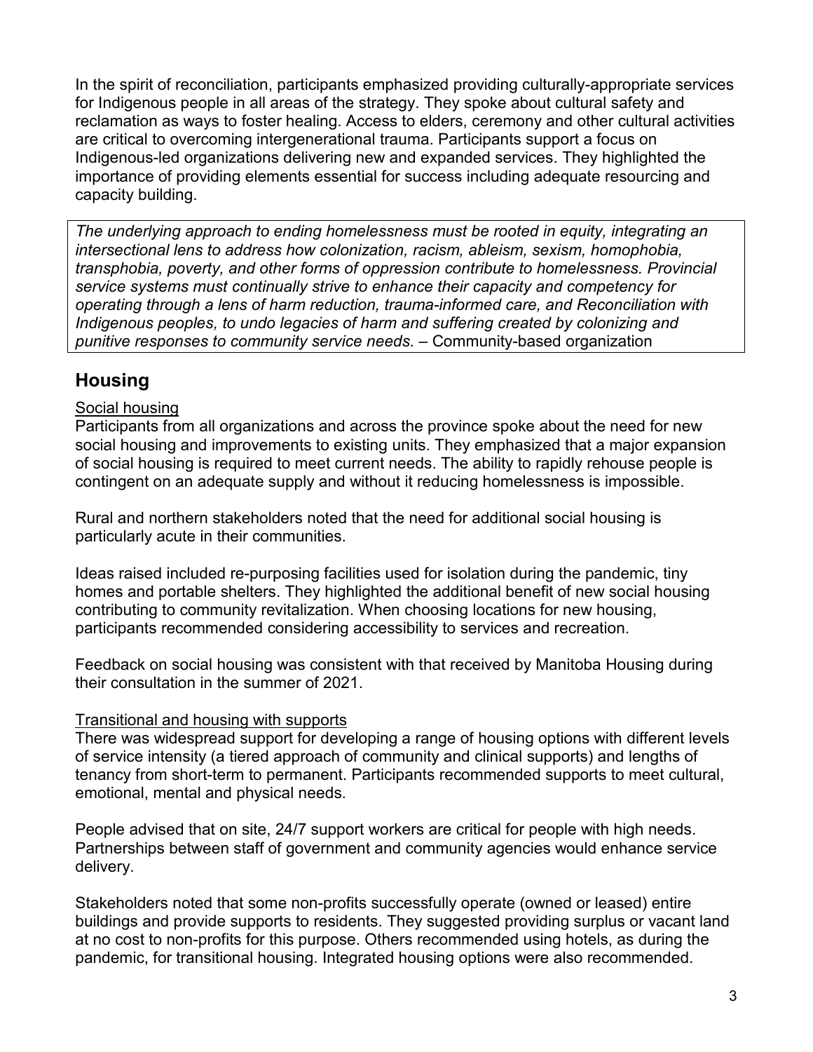In the spirit of reconciliation, participants emphasized providing culturally-appropriate services for Indigenous people in all areas of the strategy. They spoke about cultural safety and reclamation as ways to foster healing. Access to elders, ceremony and other cultural activities are critical to overcoming intergenerational trauma. Participants support a focus on Indigenous-led organizations delivering new and expanded services. They highlighted the importance of providing elements essential for success including adequate resourcing and capacity building.

> *The underlying approach to ending homelessness must be rooted in equity, integrating an intersectional lens to address how colonization, racism, ableism, sexism, homophobia, transphobia, poverty, and other forms of oppression contribute to homelessness. Provincial service systems must continually strive to enhance their capacity and competency for operating through a lens of harm reduction, trauma-informed care, and Reconciliation with Indigenous peoples, to undo legacies of harm and suffering created by colonizing and punitive responses to community service needs.* – Community-based organization

## Housing

Social housing

Participants from all organizations and across the province spoke about the need for new social housing and improvements to existing units. They emphasized that a major expansion of social housing is required to meet current needs. The ability to rapidly rehouse people is contingent on an adequate supply and without it reducing homelessness is impossible.

Rural and northern stakeholders noted that the need for additional social housing is particularly acute in their communities.

Ideas raised included re-purposing facilities used for isolation during the pandemic, tiny homes and portable shelters. They highlighted the additional benefit of new social housing contributing to community revitalization. When choosing locations for new housing, participants recommended considering accessibility to services and recreation.

Feedback on social housing was consistent with that received by Manitoba Housing during their consultation in the summer of 2021.

Transitional and housing with supports

There was widespread support for developing a range of housing options with different levels of service intensity (a tiered approach of community and clinical supports) and lengths of tenancy from short-term to permanent. Participants recommended supports to meet cultural, emotional, mental and physical needs.

People advised that on site, 24/7 support workers are critical for people with high needs. Partnerships between staff of government and community agencies would enhance service delivery.

Stakeholders noted that some non-profits successfully operate (owned or leased) entire buildings and provide supports to residents. They suggested providing surplus or vacant land at no cost to non-profits for this purpose. Others recommended using hotels, as during the pandemic, for transitional housing. Integrated housing options were also recommended.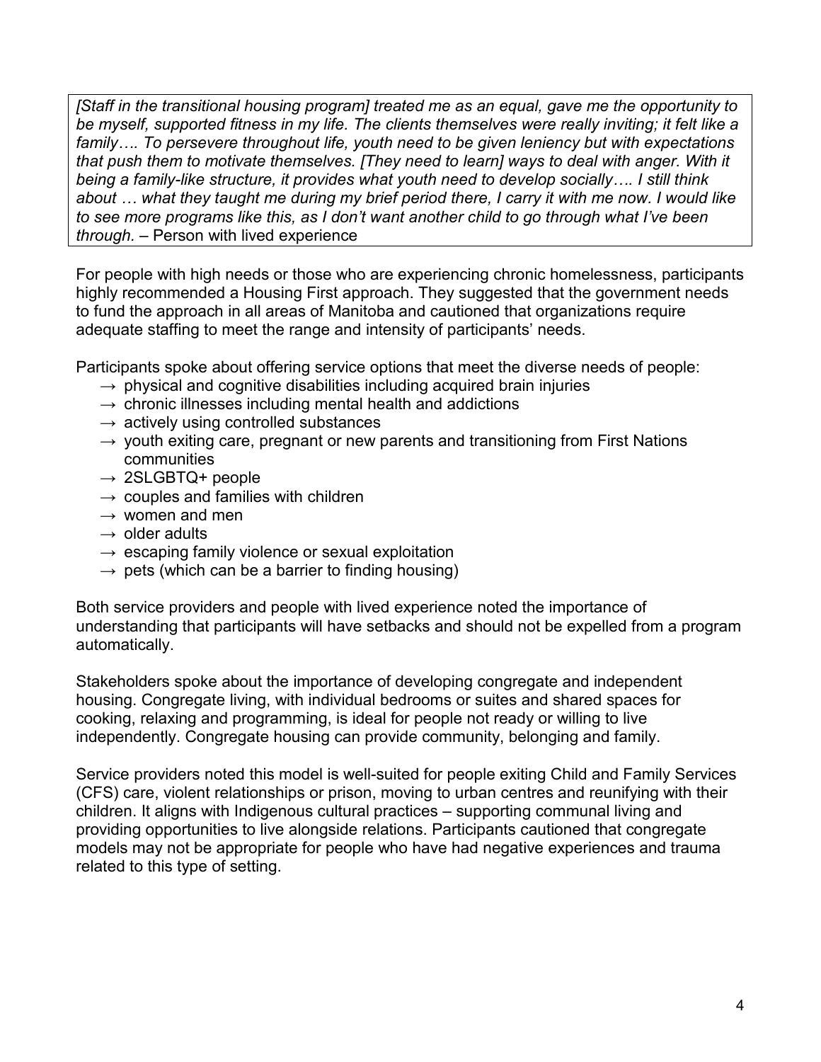> *[Staff in the transitional housing program] treated me as an equal, gave me the opportunity to be myself, supported fitness in my life. The clients themselves were really inviting; it felt like a family…. To persevere throughout life, youth need to be given leniency but with expectations that push them to motivate themselves. [They need to learn] ways to deal with anger. With it being a family-like structure, it provides what youth need to develop socially…. I still think about … what they taught me during my brief period there, I carry it with me now. I would like to see more programs like this, as I don't want another child to go through what I've been through.* – Person with lived experience

For people with high needs or those who are experiencing chronic homelessness, participants highly recommended a Housing First approach. They suggested that the government needs to fund the approach in all areas of Manitoba and cautioned that organizations require adequate staffing to meet the range and intensity of participants' needs.

Participants spoke about offering service options that meet the diverse needs of people:

- → physical and cognitive disabilities including acquired brain injuries
- → chronic illnesses including mental health and addictions
- → actively using controlled substances
- → youth exiting care, pregnant or new parents and transitioning from First Nations communities
- → 2SLGBTQ+ people
- → couples and families with children
- → women and men
- → older adults
- → escaping family violence or sexual exploitation
- → pets (which can be a barrier to finding housing)

Both service providers and people with lived experience noted the importance of understanding that participants will have setbacks and should not be expelled from a program automatically.

Stakeholders spoke about the importance of developing congregate and independent housing. Congregate living, with individual bedrooms or suites and shared spaces for cooking, relaxing and programming, is ideal for people not ready or willing to live independently. Congregate housing can provide community, belonging and family.

Service providers noted this model is well-suited for people exiting Child and Family Services (CFS) care, violent relationships or prison, moving to urban centres and reunifying with their children. It aligns with Indigenous cultural practices – supporting communal living and providing opportunities to live alongside relations. Participants cautioned that congregate models may not be appropriate for people who have had negative experiences and trauma related to this type of setting.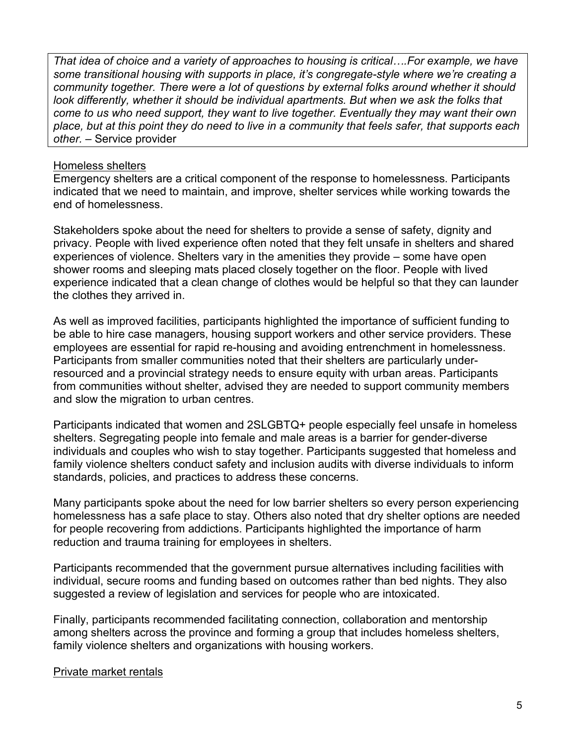*That idea of choice and a variety of approaches to housing is critical….For example, we have some transitional housing with supports in place, it's congregate-style where we're creating a community together. There were a lot of questions by external folks around whether it should look differently, whether it should be individual apartments. But when we ask the folks that come to us who need support, they want to live together. Eventually they may want their own place, but at this point they do need to live in a community that feels safer, that supports each other.* – Service provider

### Homeless shelters

Emergency shelters are a critical component of the response to homelessness. Participants indicated that we need to maintain, and improve, shelter services while working towards the end of homelessness.

Stakeholders spoke about the need for shelters to provide a sense of safety, dignity and privacy. People with lived experience often noted that they felt unsafe in shelters and shared experiences of violence. Shelters vary in the amenities they provide – some have open shower rooms and sleeping mats placed closely together on the floor. People with lived experience indicated that a clean change of clothes would be helpful so that they can launder the clothes they arrived in.

As well as improved facilities, participants highlighted the importance of sufficient funding to be able to hire case managers, housing support workers and other service providers. These employees are essential for rapid re-housing and avoiding entrenchment in homelessness. Participants from smaller communities noted that their shelters are particularly under-resourced and a provincial strategy needs to ensure equity with urban areas. Participants from communities without shelter, advised they are needed to support community members and slow the migration to urban centres.

Participants indicated that women and 2SLGBTQ+ people especially feel unsafe in homeless shelters. Segregating people into female and male areas is a barrier for gender-diverse individuals and couples who wish to stay together. Participants suggested that homeless and family violence shelters conduct safety and inclusion audits with diverse individuals to inform standards, policies, and practices to address these concerns.

Many participants spoke about the need for low barrier shelters so every person experiencing homelessness has a safe place to stay. Others also noted that dry shelter options are needed for people recovering from addictions. Participants highlighted the importance of harm reduction and trauma training for employees in shelters.

Participants recommended that the government pursue alternatives including facilities with individual, secure rooms and funding based on outcomes rather than bed nights. They also suggested a review of legislation and services for people who are intoxicated.

Finally, participants recommended facilitating connection, collaboration and mentorship among shelters across the province and forming a group that includes homeless shelters, family violence shelters and organizations with housing workers.

### Private market rentals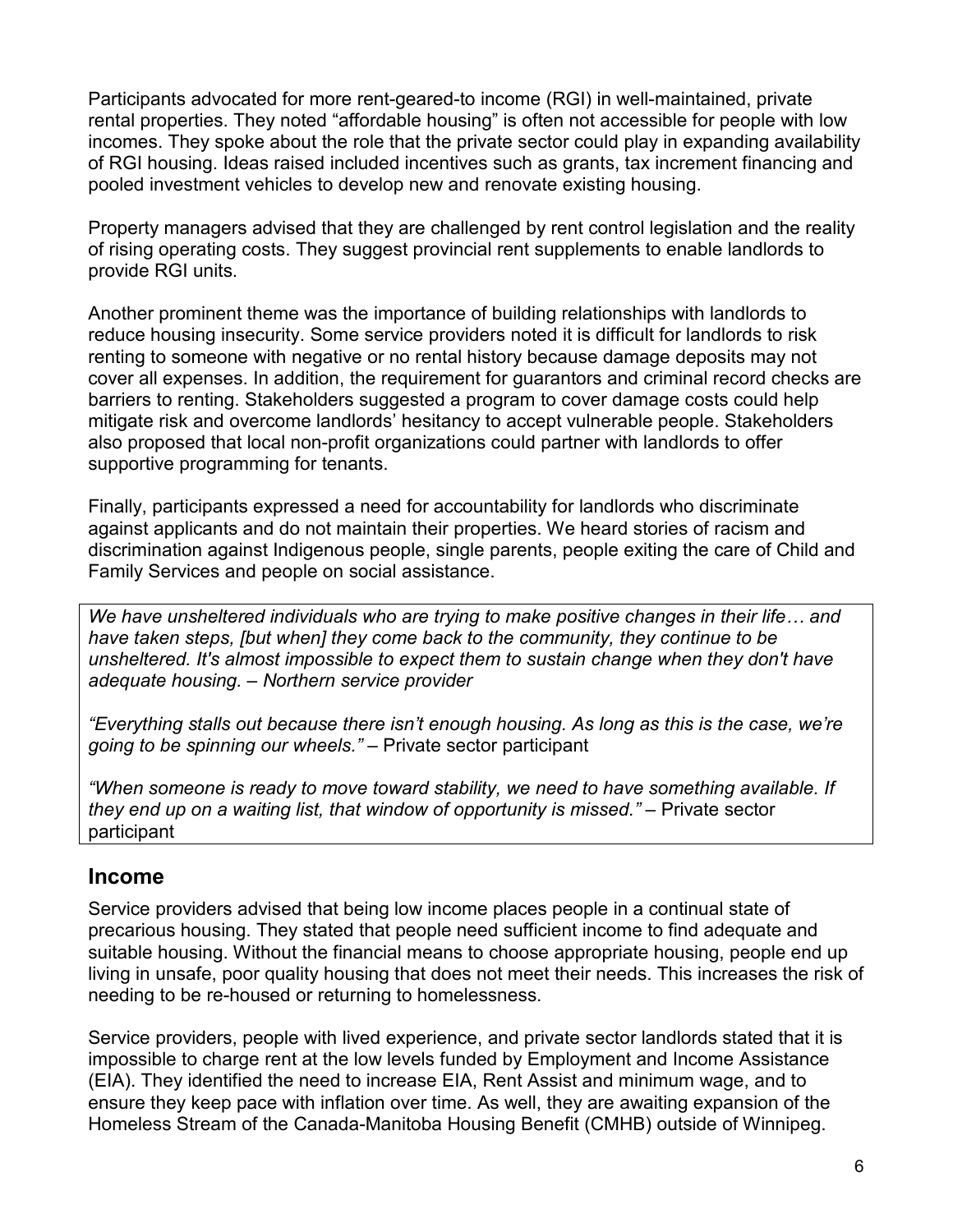Participants advocated for more rent-geared-to income (RGI) in well-maintained, private rental properties. They noted “affordable housing” is often not accessible for people with low incomes. They spoke about the role that the private sector could play in expanding availability of RGI housing. Ideas raised included incentives such as grants, tax increment financing and pooled investment vehicles to develop new and renovate existing housing.

Property managers advised that they are challenged by rent control legislation and the reality of rising operating costs. They suggest provincial rent supplements to enable landlords to provide RGI units.

Another prominent theme was the importance of building relationships with landlords to reduce housing insecurity. Some service providers noted it is difficult for landlords to risk renting to someone with negative or no rental history because damage deposits may not cover all expenses. In addition, the requirement for guarantors and criminal record checks are barriers to renting. Stakeholders suggested a program to cover damage costs could help mitigate risk and overcome landlords’ hesitancy to accept vulnerable people. Stakeholders also proposed that local non-profit organizations could partner with landlords to offer supportive programming for tenants.

Finally, participants expressed a need for accountability for landlords who discriminate against applicants and do not maintain their properties. We heard stories of racism and discrimination against Indigenous people, single parents, people exiting the care of Child and Family Services and people on social assistance.

> *We have unsheltered individuals who are trying to make positive changes in their life… and have taken steps, [but when] they come back to the community, they continue to be unsheltered. It's almost impossible to expect them to sustain change when they don't have adequate housing. – Northern service provider*
>
> *“Everything stalls out because there isn’t enough housing. As long as this is the case, we’re going to be spinning our wheels.”* – Private sector participant
>
> *“When someone is ready to move toward stability, we need to have something available. If they end up on a waiting list, that window of opportunity is missed.”* – Private sector participant

## Income

Service providers advised that being low income places people in a continual state of precarious housing. They stated that people need sufficient income to find adequate and suitable housing. Without the financial means to choose appropriate housing, people end up living in unsafe, poor quality housing that does not meet their needs. This increases the risk of needing to be re-housed or returning to homelessness.

Service providers, people with lived experience, and private sector landlords stated that it is impossible to charge rent at the low levels funded by Employment and Income Assistance (EIA). They identified the need to increase EIA, Rent Assist and minimum wage, and to ensure they keep pace with inflation over time. As well, they are awaiting expansion of the Homeless Stream of the Canada-Manitoba Housing Benefit (CMHB) outside of Winnipeg.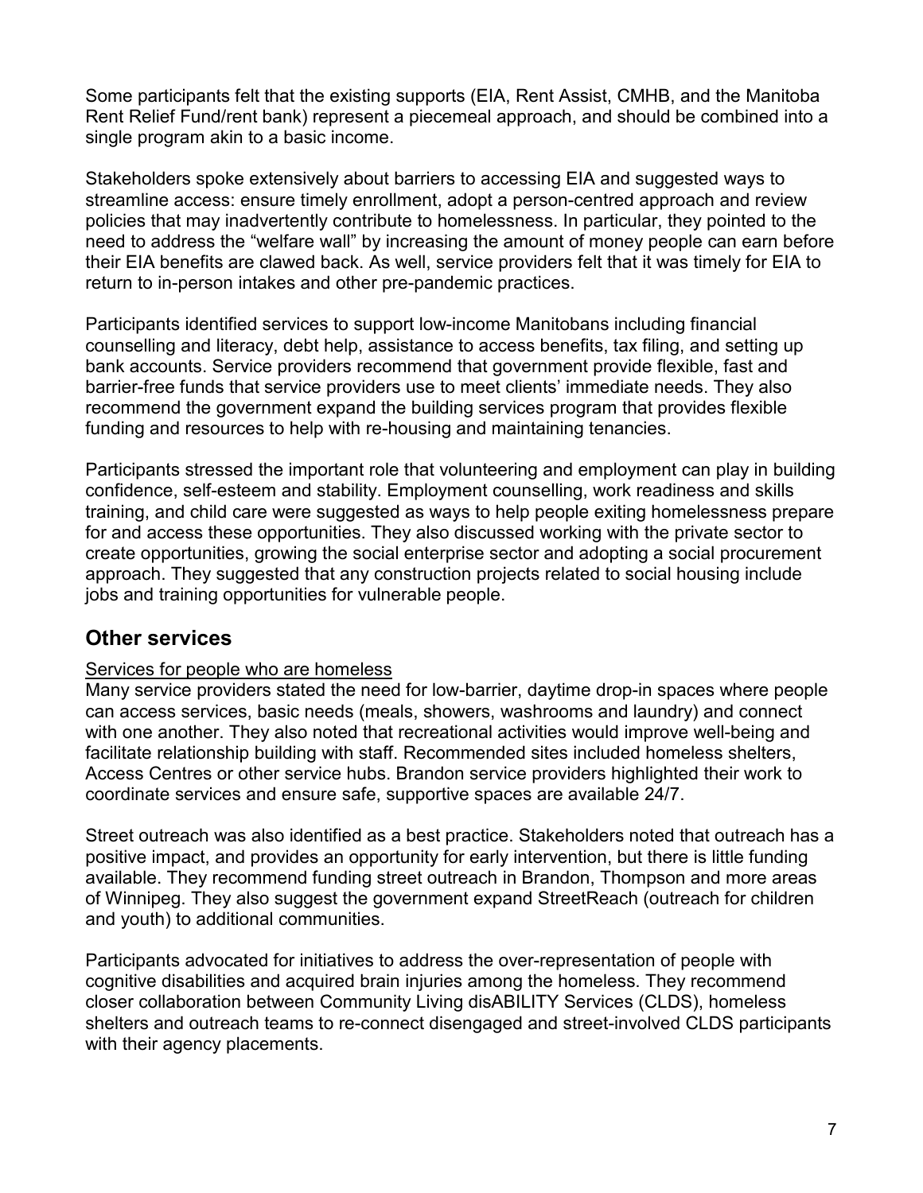Some participants felt that the existing supports (EIA, Rent Assist, CMHB, and the Manitoba Rent Relief Fund/rent bank) represent a piecemeal approach, and should be combined into a single program akin to a basic income.

Stakeholders spoke extensively about barriers to accessing EIA and suggested ways to streamline access: ensure timely enrollment, adopt a person-centred approach and review policies that may inadvertently contribute to homelessness. In particular, they pointed to the need to address the "welfare wall" by increasing the amount of money people can earn before their EIA benefits are clawed back. As well, service providers felt that it was timely for EIA to return to in-person intakes and other pre-pandemic practices.

Participants identified services to support low-income Manitobans including financial counselling and literacy, debt help, assistance to access benefits, tax filing, and setting up bank accounts. Service providers recommend that government provide flexible, fast and barrier-free funds that service providers use to meet clients' immediate needs. They also recommend the government expand the building services program that provides flexible funding and resources to help with re-housing and maintaining tenancies.

Participants stressed the important role that volunteering and employment can play in building confidence, self-esteem and stability. Employment counselling, work readiness and skills training, and child care were suggested as ways to help people exiting homelessness prepare for and access these opportunities. They also discussed working with the private sector to create opportunities, growing the social enterprise sector and adopting a social procurement approach. They suggested that any construction projects related to social housing include jobs and training opportunities for vulnerable people.

## Other services

Services for people who are homeless

Many service providers stated the need for low-barrier, daytime drop-in spaces where people can access services, basic needs (meals, showers, washrooms and laundry) and connect with one another. They also noted that recreational activities would improve well-being and facilitate relationship building with staff. Recommended sites included homeless shelters, Access Centres or other service hubs. Brandon service providers highlighted their work to coordinate services and ensure safe, supportive spaces are available 24/7.

Street outreach was also identified as a best practice. Stakeholders noted that outreach has a positive impact, and provides an opportunity for early intervention, but there is little funding available. They recommend funding street outreach in Brandon, Thompson and more areas of Winnipeg. They also suggest the government expand StreetReach (outreach for children and youth) to additional communities.

Participants advocated for initiatives to address the over-representation of people with cognitive disabilities and acquired brain injuries among the homeless. They recommend closer collaboration between Community Living disABILITY Services (CLDS), homeless shelters and outreach teams to re-connect disengaged and street-involved CLDS participants with their agency placements.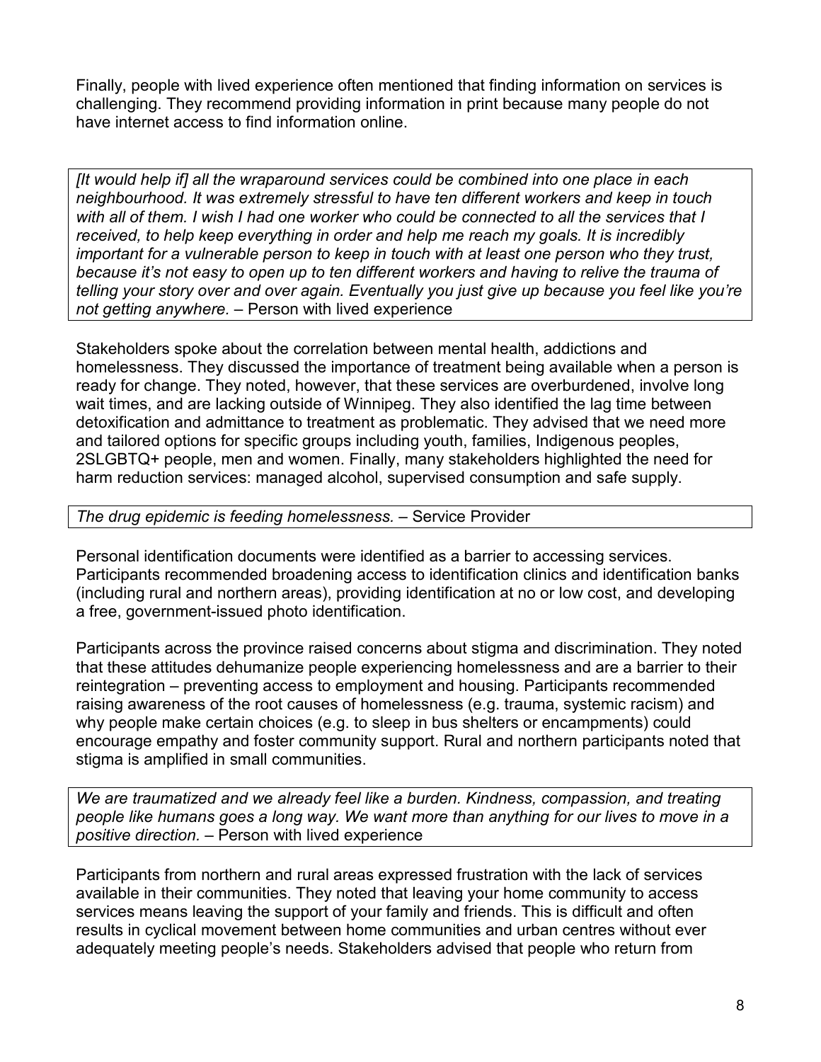Finally, people with lived experience often mentioned that finding information on services is challenging. They recommend providing information in print because many people do not have internet access to find information online.

> *[It would help if] all the wraparound services could be combined into one place in each neighbourhood. It was extremely stressful to have ten different workers and keep in touch with all of them. I wish I had one worker who could be connected to all the services that I received, to help keep everything in order and help me reach my goals. It is incredibly important for a vulnerable person to keep in touch with at least one person who they trust, because it's not easy to open up to ten different workers and having to relive the trauma of telling your story over and over again. Eventually you just give up because you feel like you're not getting anywhere.* – Person with lived experience

Stakeholders spoke about the correlation between mental health, addictions and homelessness. They discussed the importance of treatment being available when a person is ready for change. They noted, however, that these services are overburdened, involve long wait times, and are lacking outside of Winnipeg. They also identified the lag time between detoxification and admittance to treatment as problematic. They advised that we need more and tailored options for specific groups including youth, families, Indigenous peoples, 2SLGBTQ+ people, men and women. Finally, many stakeholders highlighted the need for harm reduction services: managed alcohol, supervised consumption and safe supply.

> *The drug epidemic is feeding homelessness.* – Service Provider

Personal identification documents were identified as a barrier to accessing services. Participants recommended broadening access to identification clinics and identification banks (including rural and northern areas), providing identification at no or low cost, and developing a free, government-issued photo identification.

Participants across the province raised concerns about stigma and discrimination. They noted that these attitudes dehumanize people experiencing homelessness and are a barrier to their reintegration – preventing access to employment and housing. Participants recommended raising awareness of the root causes of homelessness (e.g. trauma, systemic racism) and why people make certain choices (e.g. to sleep in bus shelters or encampments) could encourage empathy and foster community support. Rural and northern participants noted that stigma is amplified in small communities.

> *We are traumatized and we already feel like a burden. Kindness, compassion, and treating people like humans goes a long way. We want more than anything for our lives to move in a positive direction.* – Person with lived experience

Participants from northern and rural areas expressed frustration with the lack of services available in their communities. They noted that leaving your home community to access services means leaving the support of your family and friends. This is difficult and often results in cyclical movement between home communities and urban centres without ever adequately meeting people's needs. Stakeholders advised that people who return from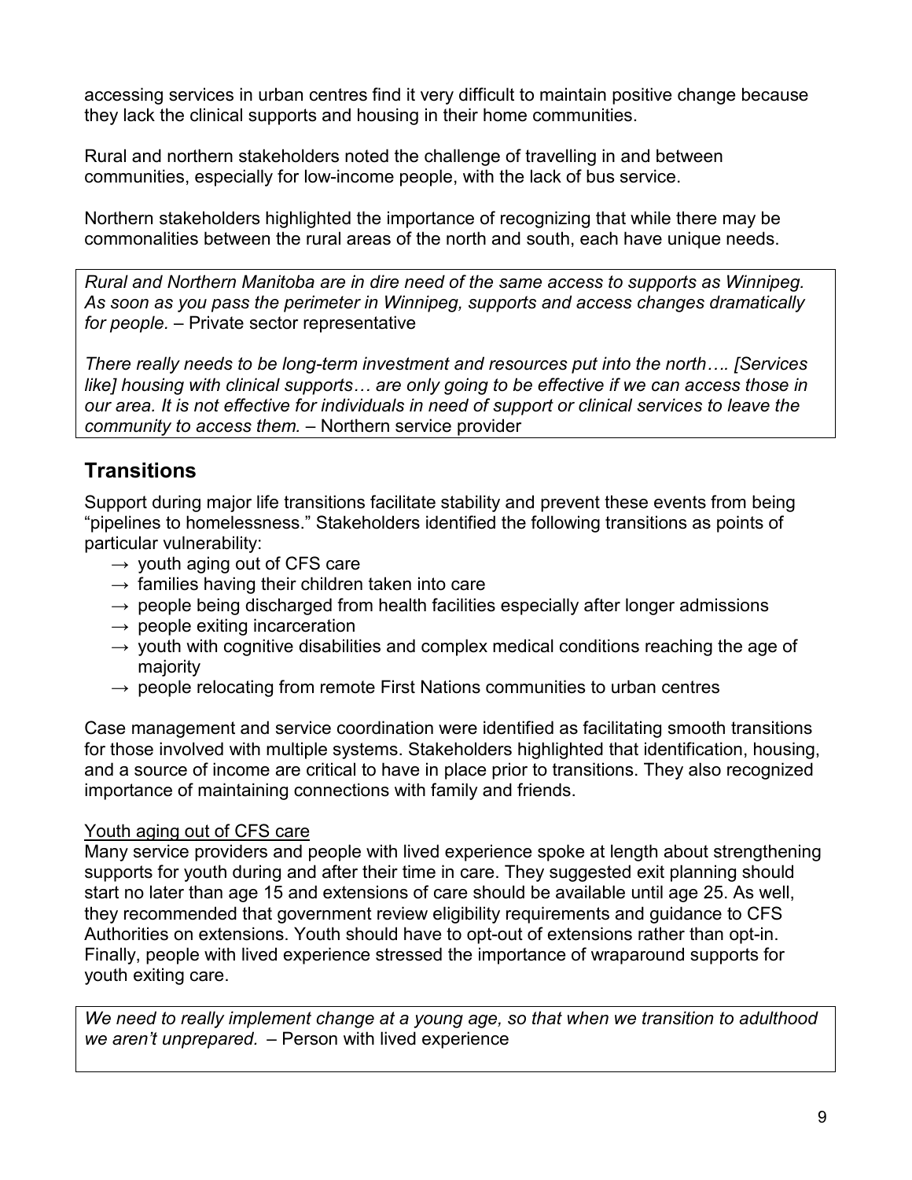accessing services in urban centres find it very difficult to maintain positive change because they lack the clinical supports and housing in their home communities.

Rural and northern stakeholders noted the challenge of travelling in and between communities, especially for low-income people, with the lack of bus service.

Northern stakeholders highlighted the importance of recognizing that while there may be commonalities between the rural areas of the north and south, each have unique needs.

> *Rural and Northern Manitoba are in dire need of the same access to supports as Winnipeg. As soon as you pass the perimeter in Winnipeg, supports and access changes dramatically for people.* – Private sector representative
>
> *There really needs to be long-term investment and resources put into the north…. [Services like] housing with clinical supports… are only going to be effective if we can access those in our area. It is not effective for individuals in need of support or clinical services to leave the community to access them.* – Northern service provider

## Transitions

Support during major life transitions facilitate stability and prevent these events from being "pipelines to homelessness." Stakeholders identified the following transitions as points of particular vulnerability:

- → youth aging out of CFS care
- → families having their children taken into care
- → people being discharged from health facilities especially after longer admissions
- → people exiting incarceration
- → youth with cognitive disabilities and complex medical conditions reaching the age of majority
- → people relocating from remote First Nations communities to urban centres

Case management and service coordination were identified as facilitating smooth transitions for those involved with multiple systems. Stakeholders highlighted that identification, housing, and a source of income are critical to have in place prior to transitions. They also recognized importance of maintaining connections with family and friends.

<u>Youth aging out of CFS care</u>

Many service providers and people with lived experience spoke at length about strengthening supports for youth during and after their time in care. They suggested exit planning should start no later than age 15 and extensions of care should be available until age 25. As well, they recommended that government review eligibility requirements and guidance to CFS Authorities on extensions. Youth should have to opt-out of extensions rather than opt-in. Finally, people with lived experience stressed the importance of wraparound supports for youth exiting care.

> *We need to really implement change at a young age, so that when we transition to adulthood we aren't unprepared.* – Person with lived experience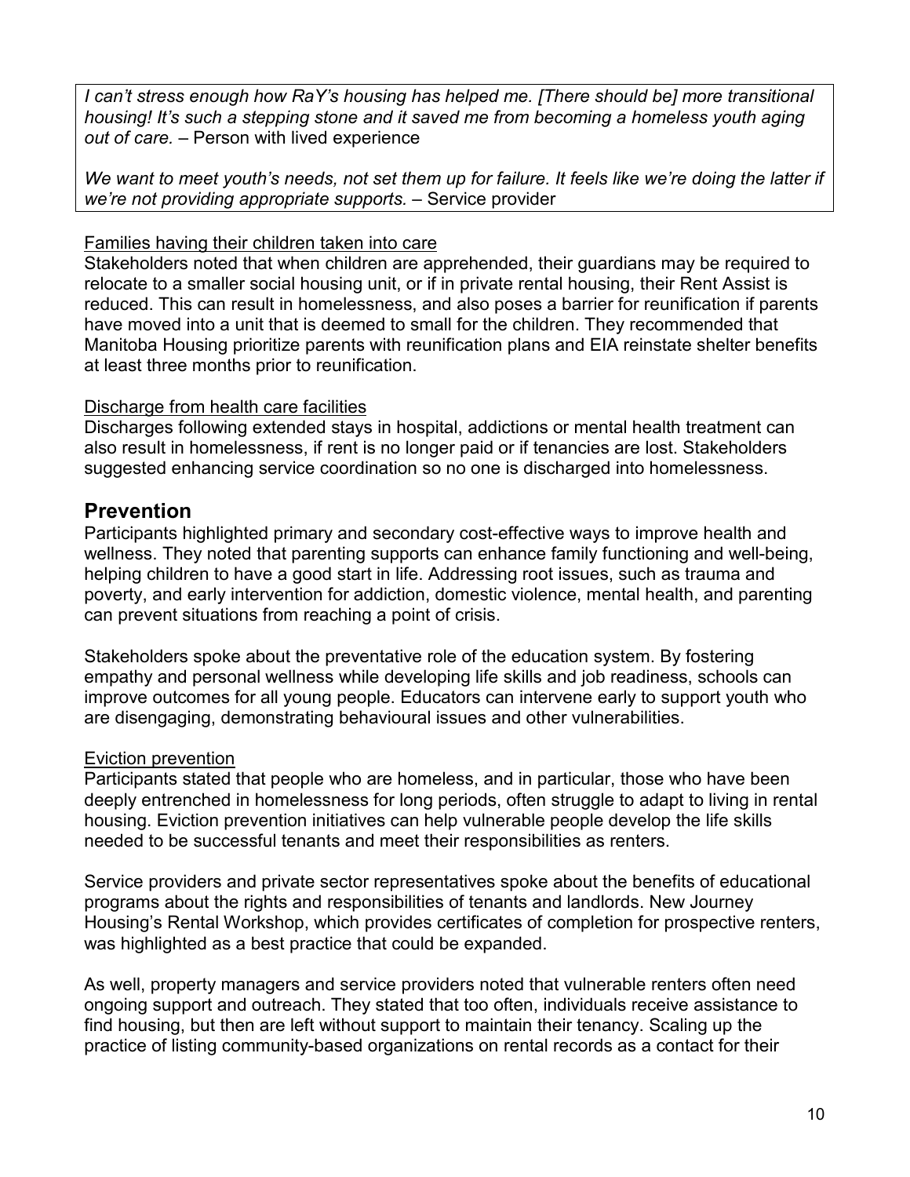*I can't stress enough how RaY's housing has helped me. [There should be] more transitional housing! It's such a stepping stone and it saved me from becoming a homeless youth aging out of care.* – Person with lived experience

*We want to meet youth's needs, not set them up for failure. It feels like we're doing the latter if we're not providing appropriate supports.* – Service provider

Families having their children taken into care

Stakeholders noted that when children are apprehended, their guardians may be required to relocate to a smaller social housing unit, or if in private rental housing, their Rent Assist is reduced. This can result in homelessness, and also poses a barrier for reunification if parents have moved into a unit that is deemed to small for the children. They recommended that Manitoba Housing prioritize parents with reunification plans and EIA reinstate shelter benefits at least three months prior to reunification.

Discharge from health care facilities

Discharges following extended stays in hospital, addictions or mental health treatment can also result in homelessness, if rent is no longer paid or if tenancies are lost. Stakeholders suggested enhancing service coordination so no one is discharged into homelessness.

## Prevention

Participants highlighted primary and secondary cost-effective ways to improve health and wellness. They noted that parenting supports can enhance family functioning and well-being, helping children to have a good start in life. Addressing root issues, such as trauma and poverty, and early intervention for addiction, domestic violence, mental health, and parenting can prevent situations from reaching a point of crisis.

Stakeholders spoke about the preventative role of the education system. By fostering empathy and personal wellness while developing life skills and job readiness, schools can improve outcomes for all young people. Educators can intervene early to support youth who are disengaging, demonstrating behavioural issues and other vulnerabilities.

Eviction prevention

Participants stated that people who are homeless, and in particular, those who have been deeply entrenched in homelessness for long periods, often struggle to adapt to living in rental housing. Eviction prevention initiatives can help vulnerable people develop the life skills needed to be successful tenants and meet their responsibilities as renters.

Service providers and private sector representatives spoke about the benefits of educational programs about the rights and responsibilities of tenants and landlords. New Journey Housing's Rental Workshop, which provides certificates of completion for prospective renters, was highlighted as a best practice that could be expanded.

As well, property managers and service providers noted that vulnerable renters often need ongoing support and outreach. They stated that too often, individuals receive assistance to find housing, but then are left without support to maintain their tenancy. Scaling up the practice of listing community-based organizations on rental records as a contact for their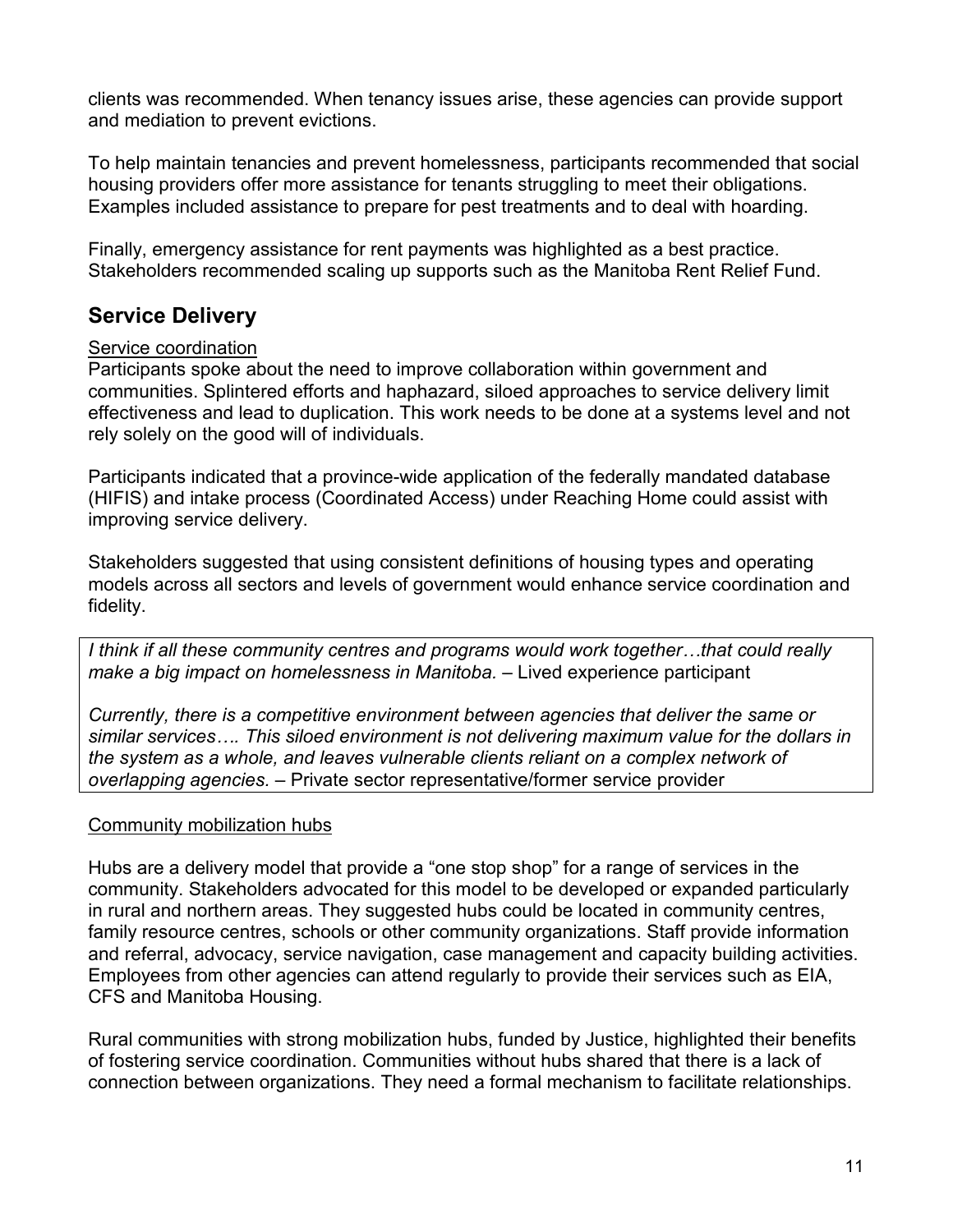clients was recommended. When tenancy issues arise, these agencies can provide support and mediation to prevent evictions.

To help maintain tenancies and prevent homelessness, participants recommended that social housing providers offer more assistance for tenants struggling to meet their obligations. Examples included assistance to prepare for pest treatments and to deal with hoarding.

Finally, emergency assistance for rent payments was highlighted as a best practice. Stakeholders recommended scaling up supports such as the Manitoba Rent Relief Fund.

## Service Delivery

<u>Service coordination</u>

Participants spoke about the need to improve collaboration within government and communities. Splintered efforts and haphazard, siloed approaches to service delivery limit effectiveness and lead to duplication. This work needs to be done at a systems level and not rely solely on the good will of individuals.

Participants indicated that a province-wide application of the federally mandated database (HIFIS) and intake process (Coordinated Access) under Reaching Home could assist with improving service delivery.

Stakeholders suggested that using consistent definitions of housing types and operating models across all sectors and levels of government would enhance service coordination and fidelity.

> *I think if all these community centres and programs would work together…that could really make a big impact on homelessness in Manitoba.* – Lived experience participant
>
> *Currently, there is a competitive environment between agencies that deliver the same or similar services…. This siloed environment is not delivering maximum value for the dollars in the system as a whole, and leaves vulnerable clients reliant on a complex network of overlapping agencies.* – Private sector representative/former service provider

<u>Community mobilization hubs</u>

Hubs are a delivery model that provide a "one stop shop" for a range of services in the community. Stakeholders advocated for this model to be developed or expanded particularly in rural and northern areas. They suggested hubs could be located in community centres, family resource centres, schools or other community organizations. Staff provide information and referral, advocacy, service navigation, case management and capacity building activities. Employees from other agencies can attend regularly to provide their services such as EIA, CFS and Manitoba Housing.

Rural communities with strong mobilization hubs, funded by Justice, highlighted their benefits of fostering service coordination. Communities without hubs shared that there is a lack of connection between organizations. They need a formal mechanism to facilitate relationships.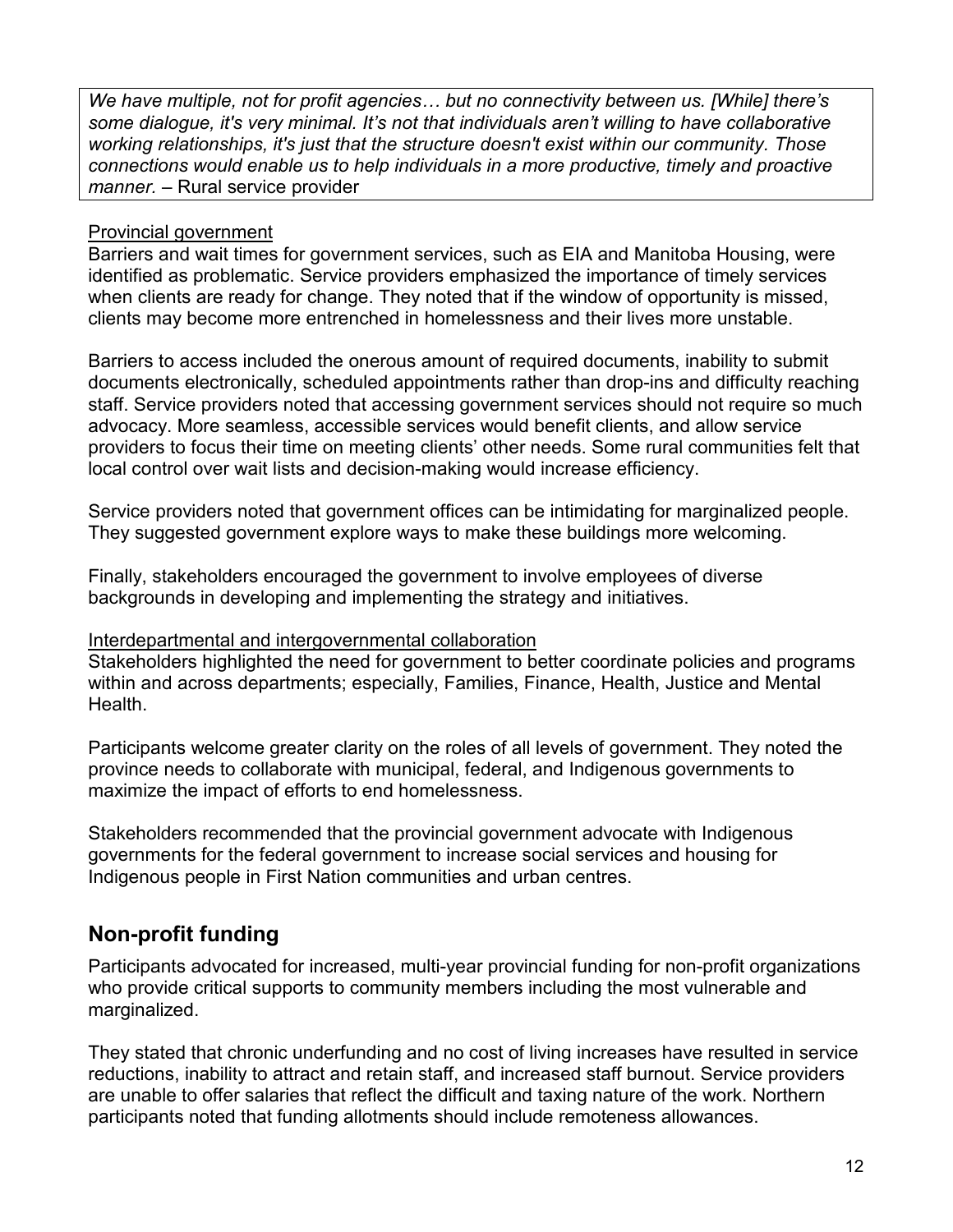*We have multiple, not for profit agencies… but no connectivity between us. [While] there's some dialogue, it's very minimal. It's not that individuals aren't willing to have collaborative working relationships, it's just that the structure doesn't exist within our community. Those connections would enable us to help individuals in a more productive, timely and proactive manner.* – Rural service provider

Provincial government

Barriers and wait times for government services, such as EIA and Manitoba Housing, were identified as problematic. Service providers emphasized the importance of timely services when clients are ready for change. They noted that if the window of opportunity is missed, clients may become more entrenched in homelessness and their lives more unstable.

Barriers to access included the onerous amount of required documents, inability to submit documents electronically, scheduled appointments rather than drop-ins and difficulty reaching staff. Service providers noted that accessing government services should not require so much advocacy. More seamless, accessible services would benefit clients, and allow service providers to focus their time on meeting clients' other needs. Some rural communities felt that local control over wait lists and decision-making would increase efficiency.

Service providers noted that government offices can be intimidating for marginalized people. They suggested government explore ways to make these buildings more welcoming.

Finally, stakeholders encouraged the government to involve employees of diverse backgrounds in developing and implementing the strategy and initiatives.

Interdepartmental and intergovernmental collaboration

Stakeholders highlighted the need for government to better coordinate policies and programs within and across departments; especially, Families, Finance, Health, Justice and Mental Health.

Participants welcome greater clarity on the roles of all levels of government. They noted the province needs to collaborate with municipal, federal, and Indigenous governments to maximize the impact of efforts to end homelessness.

Stakeholders recommended that the provincial government advocate with Indigenous governments for the federal government to increase social services and housing for Indigenous people in First Nation communities and urban centres.

## Non-profit funding

Participants advocated for increased, multi-year provincial funding for non-profit organizations who provide critical supports to community members including the most vulnerable and marginalized.

They stated that chronic underfunding and no cost of living increases have resulted in service reductions, inability to attract and retain staff, and increased staff burnout. Service providers are unable to offer salaries that reflect the difficult and taxing nature of the work. Northern participants noted that funding allotments should include remoteness allowances.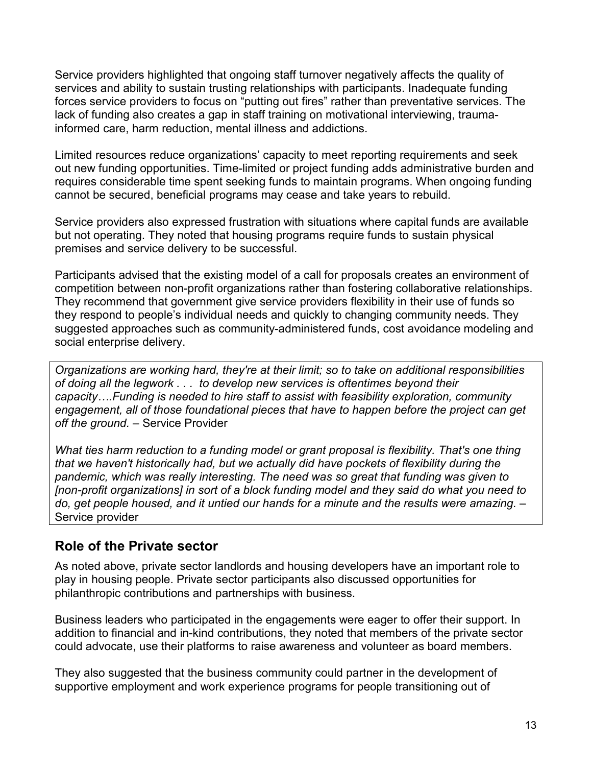Service providers highlighted that ongoing staff turnover negatively affects the quality of services and ability to sustain trusting relationships with participants. Inadequate funding forces service providers to focus on "putting out fires" rather than preventative services. The lack of funding also creates a gap in staff training on motivational interviewing, trauma-informed care, harm reduction, mental illness and addictions.

Limited resources reduce organizations' capacity to meet reporting requirements and seek out new funding opportunities. Time-limited or project funding adds administrative burden and requires considerable time spent seeking funds to maintain programs. When ongoing funding cannot be secured, beneficial programs may cease and take years to rebuild.

Service providers also expressed frustration with situations where capital funds are available but not operating. They noted that housing programs require funds to sustain physical premises and service delivery to be successful.

Participants advised that the existing model of a call for proposals creates an environment of competition between non-profit organizations rather than fostering collaborative relationships. They recommend that government give service providers flexibility in their use of funds so they respond to people's individual needs and quickly to changing community needs. They suggested approaches such as community-administered funds, cost avoidance modeling and social enterprise delivery.

> *Organizations are working hard, they're at their limit; so to take on additional responsibilities of doing all the legwork . . . to develop new services is oftentimes beyond their capacity….Funding is needed to hire staff to assist with feasibility exploration, community engagement, all of those foundational pieces that have to happen before the project can get off the ground.* – Service Provider
>
> *What ties harm reduction to a funding model or grant proposal is flexibility. That's one thing that we haven't historically had, but we actually did have pockets of flexibility during the pandemic, which was really interesting. The need was so great that funding was given to [non-profit organizations] in sort of a block funding model and they said do what you need to do, get people housed, and it untied our hands for a minute and the results were amazing.* – Service provider

## Role of the Private sector

As noted above, private sector landlords and housing developers have an important role to play in housing people. Private sector participants also discussed opportunities for philanthropic contributions and partnerships with business.

Business leaders who participated in the engagements were eager to offer their support. In addition to financial and in-kind contributions, they noted that members of the private sector could advocate, use their platforms to raise awareness and volunteer as board members.

They also suggested that the business community could partner in the development of supportive employment and work experience programs for people transitioning out of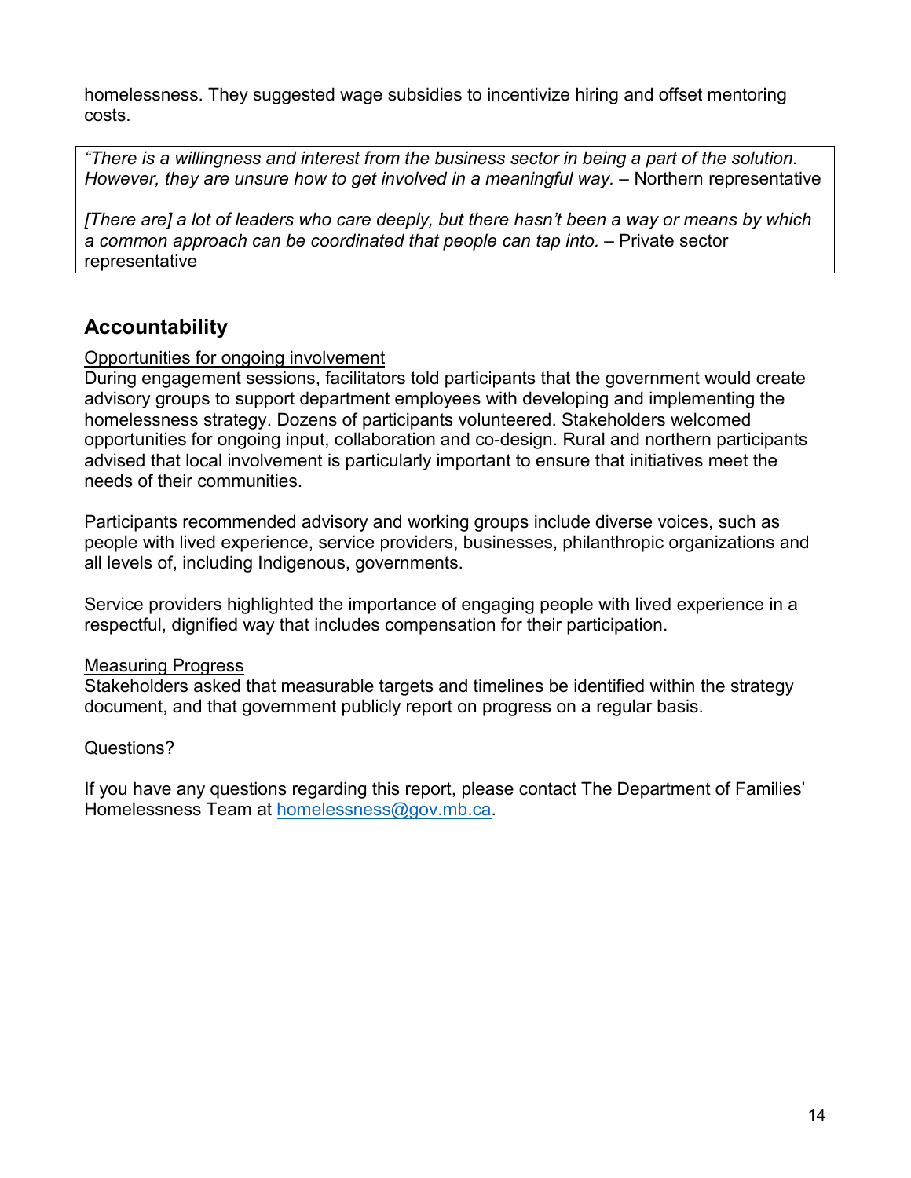homelessness. They suggested wage subsidies to incentivize hiring and offset mentoring costs.

> *"There is a willingness and interest from the business sector in being a part of the solution. However, they are unsure how to get involved in a meaningful way.* – Northern representative
>
> *[There are] a lot of leaders who care deeply, but there hasn't been a way or means by which a common approach can be coordinated that people can tap into.* – Private sector representative

## Accountability

<u>Opportunities for ongoing involvement</u>

During engagement sessions, facilitators told participants that the government would create advisory groups to support department employees with developing and implementing the homelessness strategy. Dozens of participants volunteered. Stakeholders welcomed opportunities for ongoing input, collaboration and co-design. Rural and northern participants advised that local involvement is particularly important to ensure that initiatives meet the needs of their communities.

Participants recommended advisory and working groups include diverse voices, such as people with lived experience, service providers, businesses, philanthropic organizations and all levels of, including Indigenous, governments.

Service providers highlighted the importance of engaging people with lived experience in a respectful, dignified way that includes compensation for their participation.

<u>Measuring Progress</u>

Stakeholders asked that measurable targets and timelines be identified within the strategy document, and that government publicly report on progress on a regular basis.

Questions?

If you have any questions regarding this report, please contact The Department of Families' Homelessness Team at [homelessness@gov.mb.ca](mailto:homelessness@gov.mb.ca).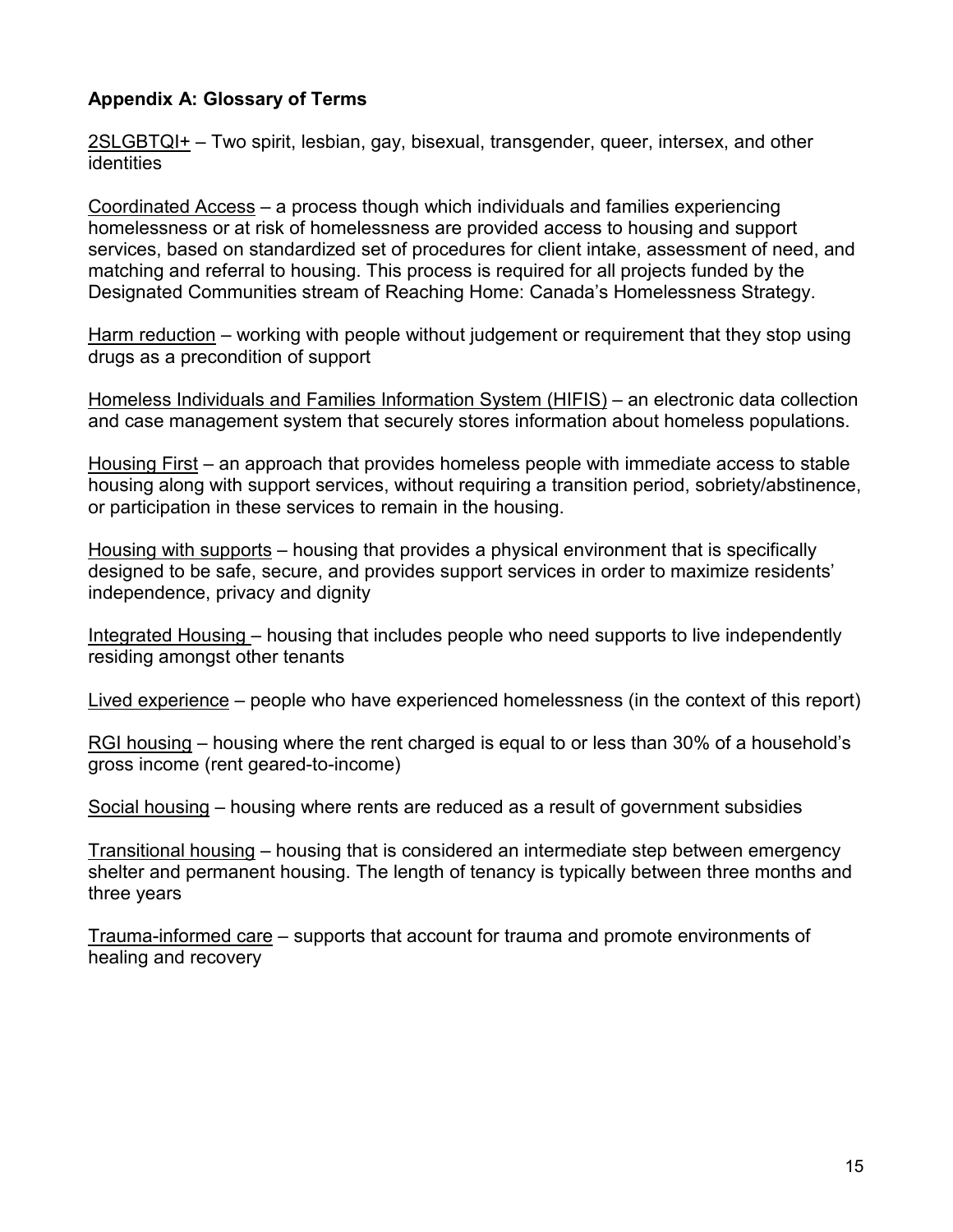## Appendix A: Glossary of Terms

2SLGBTQI+ – Two spirit, lesbian, gay, bisexual, transgender, queer, intersex, and other identities

Coordinated Access – a process though which individuals and families experiencing homelessness or at risk of homelessness are provided access to housing and support services, based on standardized set of procedures for client intake, assessment of need, and matching and referral to housing. This process is required for all projects funded by the Designated Communities stream of Reaching Home: Canada's Homelessness Strategy.

Harm reduction – working with people without judgement or requirement that they stop using drugs as a precondition of support

Homeless Individuals and Families Information System (HIFIS) – an electronic data collection and case management system that securely stores information about homeless populations.

Housing First – an approach that provides homeless people with immediate access to stable housing along with support services, without requiring a transition period, sobriety/abstinence, or participation in these services to remain in the housing.

Housing with supports – housing that provides a physical environment that is specifically designed to be safe, secure, and provides support services in order to maximize residents' independence, privacy and dignity

Integrated Housing – housing that includes people who need supports to live independently residing amongst other tenants

Lived experience – people who have experienced homelessness (in the context of this report)

RGI housing – housing where the rent charged is equal to or less than 30% of a household's gross income (rent geared-to-income)

Social housing – housing where rents are reduced as a result of government subsidies

Transitional housing – housing that is considered an intermediate step between emergency shelter and permanent housing. The length of tenancy is typically between three months and three years

Trauma-informed care – supports that account for trauma and promote environments of healing and recovery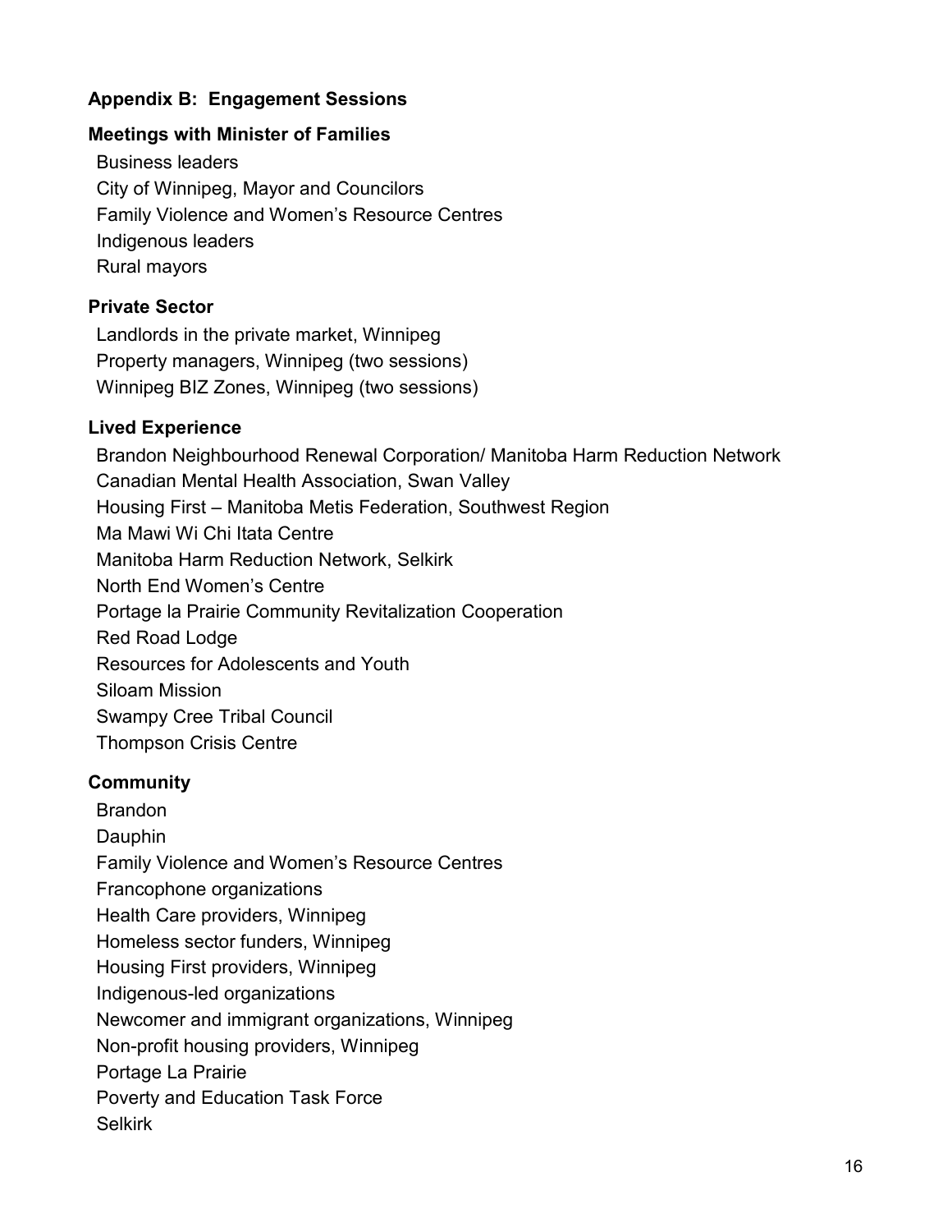## Appendix B: Engagement Sessions

### Meetings with Minister of Families

Business leaders
City of Winnipeg, Mayor and Councilors
Family Violence and Women's Resource Centres
Indigenous leaders
Rural mayors

### Private Sector

Landlords in the private market, Winnipeg
Property managers, Winnipeg (two sessions)
Winnipeg BIZ Zones, Winnipeg (two sessions)

### Lived Experience

Brandon Neighbourhood Renewal Corporation/ Manitoba Harm Reduction Network
Canadian Mental Health Association, Swan Valley
Housing First – Manitoba Metis Federation, Southwest Region
Ma Mawi Wi Chi Itata Centre
Manitoba Harm Reduction Network, Selkirk
North End Women's Centre
Portage la Prairie Community Revitalization Cooperation
Red Road Lodge
Resources for Adolescents and Youth
Siloam Mission
Swampy Cree Tribal Council
Thompson Crisis Centre

### Community

Brandon
Dauphin
Family Violence and Women's Resource Centres
Francophone organizations
Health Care providers, Winnipeg
Homeless sector funders, Winnipeg
Housing First providers, Winnipeg
Indigenous-led organizations
Newcomer and immigrant organizations, Winnipeg
Non-profit housing providers, Winnipeg
Portage La Prairie
Poverty and Education Task Force
Selkirk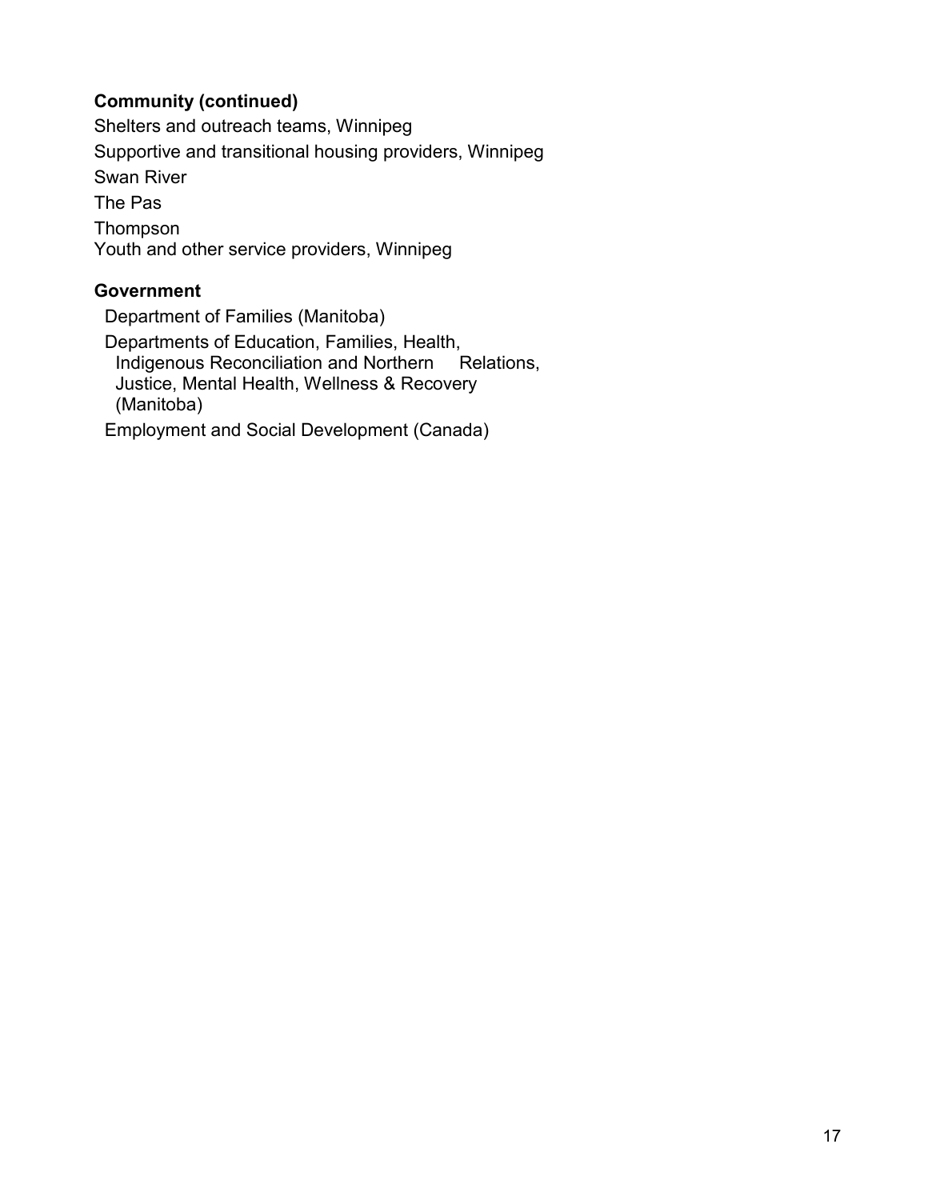**Community (continued)**

Shelters and outreach teams, Winnipeg

Supportive and transitional housing providers, Winnipeg

Swan River

The Pas

Thompson

Youth and other service providers, Winnipeg

**Government**

Department of Families (Manitoba)

Departments of Education, Families, Health, Indigenous Reconciliation and Northern Relations, Justice, Mental Health, Wellness & Recovery (Manitoba)

Employment and Social Development (Canada)